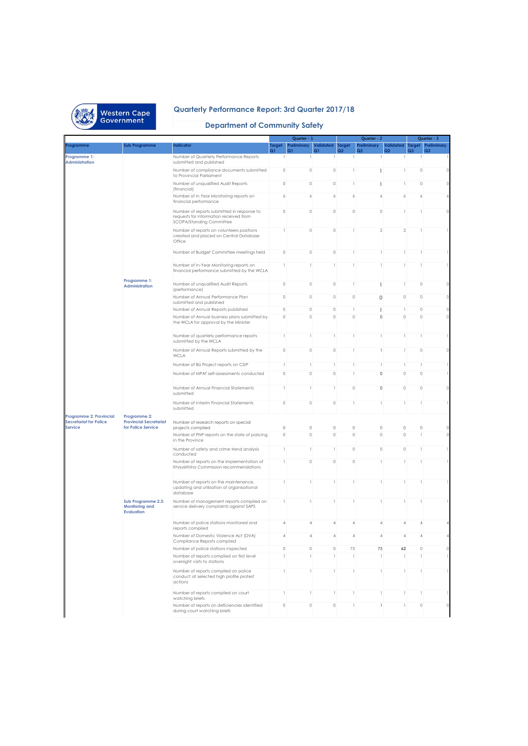Western Cape Government

# Quarterly Performance Report: 3rd Quarter 2017/18

## Department of Community Safety

| Programme | Sub Programme | Indicator | Quarter - 1 | | | Quarter - 2 | | | Quarter - 3 | |
|---|---|---|---|---|---|---|---|---|---|---|
| | | | Target Q1 | Preliminary Q1 | Validated Q1 | Target Q2 | Preliminary Q2 | Validated Q2 | Target Q3 | Preliminary Q3 |
| Programme 1: Administration | Programme 1: Administration | Number of Quarterly Performance Reports submitted and published | 1 | 1 | 1 | 1 | 1 | 1 | 1 | 1 |
| | | Number of compliance documents submitted to Provincial Parliament | 0 | 0 | 0 | 1 | 1 | 1 | 0 | 0 |
| | | Number of unqualified Audit Reports (financial) | 0 | 0 | 0 | 1 | 1 | 1 | 0 | 0 |
| | | Number of in Year Monitoring reports on financial performance | 6 | 6 | 6 | 6 | 6 | 6 | 6 | 6 |
| | | Number of reports submitted in response to requests for information received from SCOPA/Standing Committee | 0 | 0 | 0 | 0 | 0 | 1 | 1 | 0 |
| | | Number of reports on volunteers positions created and placed on Central Database Office | 1 | 0 | 0 | 1 | 2 | 2 | 1 | 1 |
| | | Number of Budget Committee meetings held | 0 | 0 | 0 | 1 | 1 | 1 | 1 | 1 |
| | | Number of In-Year Monitoring reports on financial performance submitted by the WCLA | 1 | 1 | 1 | 1 | 1 | 1 | 1 | 1 |
| | | Number of unqualified Audit Reports (performance) | 0 | 0 | 0 | 1 | 1 | 1 | 0 | 0 |
| | | Number of Annual Performance Plan submitted and published | 0 | 0 | 0 | 0 | 0 | 0 | 0 | 0 |
| | | Number of Annual Reports published | 0 | 0 | 0 | 1 | 1 | 1 | 0 | 0 |
| | | Number of Annual business plans submitted by the WCLA for approval by the Minister | 0 | 0 | 0 | 0 | 0 | 0 | 0 | 0 |
| | | Number of quarterly performance reports submitted by the WCLA | 1 | 1 | 1 | 1 | 1 | 1 | 1 | 1 |
| | | Number of Annual Reports submitted by the WCLA | 0 | 0 | 0 | 1 | 1 | 1 | 0 | 0 |
| | | Number of Biz Project reports on CSIP | 1 | 1 | 1 | 1 | 1 | 1 | 1 | 1 |
| | | Number of MPAT self-assessments conducted | 0 | 0 | 0 | 1 | 0 | 0 | 0 | 1 |
| | | Number of Annual Financial Statements submitted | 1 | 1 | 1 | 0 | 0 | 0 | 0 | 0 |
| | | Number of Interim Financial Statements submitted | 0 | 0 | 0 | 1 | 1 | 1 | 1 | 1 |
| Programme 2: Provincial Secretariat for Police Service | Programme 2: Provincial Secretariat for Police Service | Number of research reports on special projects compiled | 0 | 0 | 0 | 0 | 0 | 0 | 0 | 0 |
| | | Number of PNP reports on the state of policing in the Province | 0 | 0 | 0 | 0 | 0 | 0 | 1 | 0 |
| | | Number of safety and crime trend analysis conducted | 1 | 1 | 1 | 0 | 0 | 0 | 1 | 1 |
| | | Number of reports on the implementation of Khayelitsha Commission recommendations | 1 | 0 | 0 | 0 | 1 | 1 | 1 | 1 |
| | | Number of reports on the maintenance, updating and utilisation of organisational database | 1 | 1 | 1 | 1 | 1 | 1 | 1 | 1 |
| | Sub Programme 2.3: Monitoring and Evaluation | Number of management reports compiled on service delivery complaints against SAPS | 1 | 1 | 1 | 1 | 1 | 1 | 1 | 1 |
| | | Number of police stations monitored and reports compiled | 4 | 4 | 4 | 4 | 4 | 4 | 4 | 4 |
| | | Number of Domestic Violence Act (DVA) Compliance Reports compiled | 4 | 4 | 4 | 4 | 4 | 4 | 4 | 4 |
| | | Number of police stations inspected | 0 | 0 | 0 | 75 | 75 | 62 | 0 | 0 |
| | | Number of reports compiled on first level oversight visits to stations | 1 | 1 | 1 | 1 | 1 | 1 | 1 | 1 |
| | | Number of reports compiled on police conduct at selected high profile protest actions | 1 | 1 | 1 | 1 | 1 | 1 | 1 | 1 |
| | | Number of reports compiled on court watching briefs | 1 | 1 | 1 | 1 | 1 | 1 | 1 | 1 |
| | | Number of reports on deficiencies identified during court watching briefs | 0 | 0 | 0 | 1 | 1 | 1 | 0 | 0 |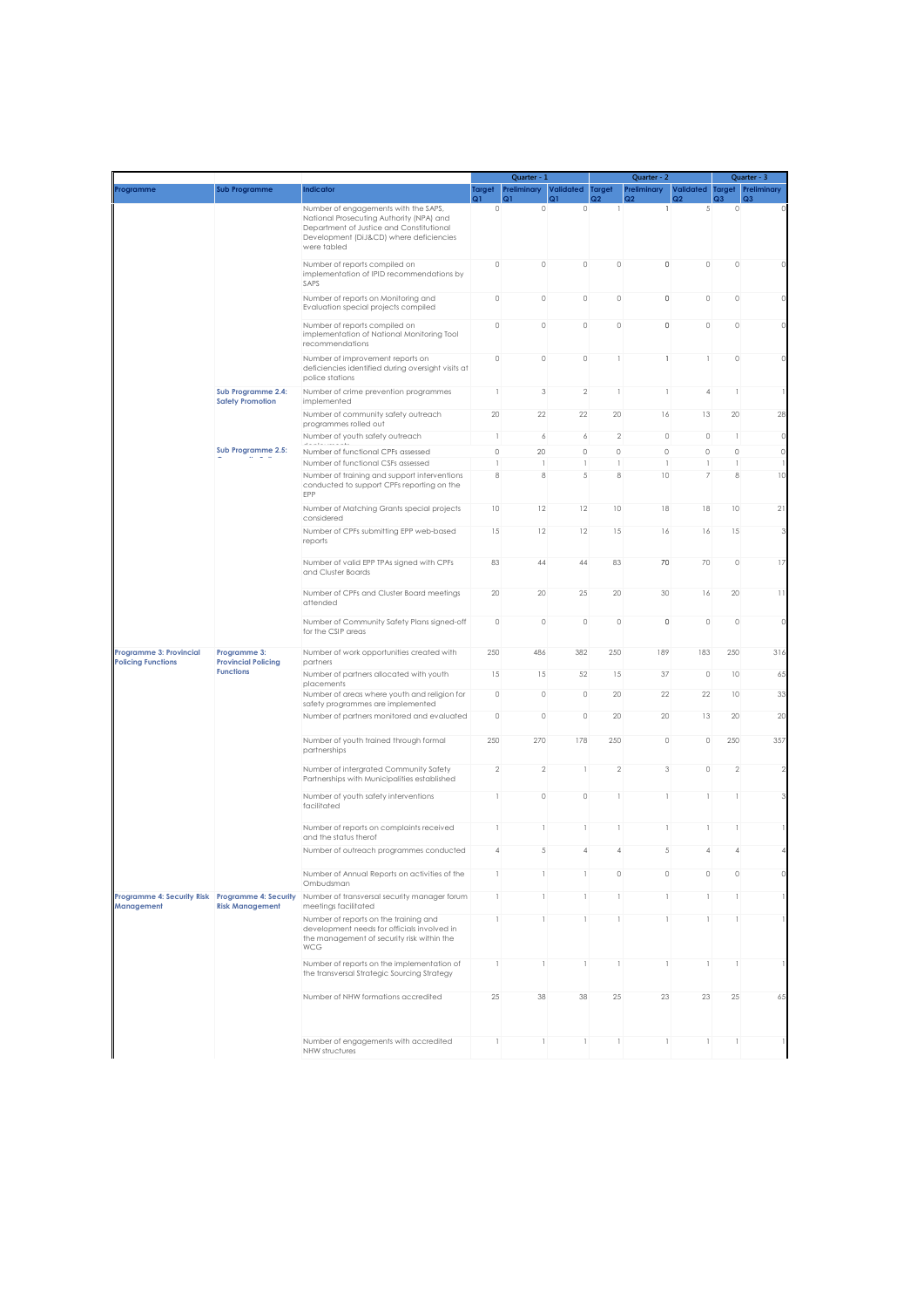| Programme | Sub Programme | Indicator | Quarter - 1 | | | Quarter - 2 | | | Quarter - 3 | |
|---|---|---|---|---|---|---|---|---|---|---|
| | | | Target Q1 | Preliminary Q1 | Validated Q1 | Target Q2 | Preliminary Q2 | Validated Q2 | Target Q3 | Preliminary Q3 |
| | | Number of engagements with the SAPS, National Prosecuting Authority (NPA) and Department of Justice and Constitutional Development (DoJ&CD) where deficiencies were tabled | 0 | 0 | 0 | 1 | 1 | 5 | 0 | 0 |
| | | Number of reports compiled on implementation of IPID recommendations by SAPS | 0 | 0 | 0 | 0 | 0 | 0 | 0 | 0 |
| | | Number of reports on Monitoring and Evaluation special projects compiled | 0 | 0 | 0 | 0 | 0 | 0 | 0 | 0 |
| | | Number of reports compiled on implementation of National Monitoring Tool recommendations | 0 | 0 | 0 | 0 | 0 | 0 | 0 | 0 |
| | | Number of improvement reports on deficiencies identified during oversight visits at police stations | 0 | 0 | 0 | 1 | 1 | 1 | 0 | 0 |
| | Sub Programme 2.4: Safety Promotion | Number of crime prevention programmes implemented | 1 | 3 | 2 | 1 | 1 | 4 | 1 | 1 |
| | | Number of community safety outreach programmes rolled out | 20 | 22 | 22 | 20 | 16 | 13 | 20 | 28 |
| | | Number of youth safety outreach deployments | 1 | 6 | 6 | 2 | 0 | 0 | 1 | 0 |
| | Sub Programme 2.5: Community Police Relations | Number of functional CPFs assessed | 0 | 20 | 0 | 0 | 0 | 0 | 0 | 0 |
| | | Number of functional CSFs assessed | 1 | 1 | 1 | 1 | 1 | 1 | 1 | 1 |
| | | Number of training and support interventions conducted to support CPFs reporting on the EPP | 8 | 8 | 5 | 8 | 10 | 7 | 8 | 10 |
| | | Number of Matching Grants special projects considered | 10 | 12 | 12 | 10 | 18 | 18 | 10 | 21 |
| | | Number of CPFs submitting EPP web-based reports | 15 | 12 | 12 | 15 | 16 | 16 | 15 | 3 |
| | | Number of valid EPP TPAs signed with CPFs and Cluster Boards | 83 | 44 | 44 | 83 | 70 | 70 | 0 | 17 |
| | | Number of CPFs and Cluster Board meetings attended | 20 | 20 | 25 | 20 | 30 | 16 | 20 | 11 |
| | | Number of Community Safety Plans signed-off for the CSIP areas | 0 | 0 | 0 | 0 | 0 | 0 | 0 | 0 |
| Programme 3: Provincial Policing Functions | Programme 3: Provincial Policing Functions | Number of work opportunities created with partners | 250 | 486 | 382 | 250 | 189 | 183 | 250 | 316 |
| | | Number of partners allocated with youth placements | 15 | 15 | 52 | 15 | 37 | 0 | 10 | 65 |
| | | Number of areas where youth and religion for safety programmes are implemented | 0 | 0 | 0 | 20 | 22 | 22 | 10 | 33 |
| | | Number of partners monitored and evaluated | 0 | 0 | 0 | 20 | 20 | 13 | 20 | 20 |
| | | Number of youth trained through formal partnerships | 250 | 270 | 178 | 250 | 0 | 0 | 250 | 357 |
| | | Number of intergrated Community Safety Partnerships with Municipalities established | 2 | 2 | 1 | 2 | 3 | 0 | 2 | 2 |
| | | Number of youth safety interventions facilitated | 1 | 0 | 0 | 1 | 1 | 1 | 1 | 3 |
| | | Number of reports on complaints received and the status therof | 1 | 1 | 1 | 1 | 1 | 1 | 1 | 1 |
| | | Number of outreach programmes conducted | 4 | 5 | 4 | 4 | 5 | 4 | 4 | 4 |
| | | Number of Annual Reports on activities of the Ombudsman | 1 | 1 | 1 | 0 | 0 | 0 | 0 | 0 |
| Programme 4: Security Risk Management | Programme 4: Security Risk Management | Number of transversal security manager forum meetings facilitated | 1 | 1 | 1 | 1 | 1 | 1 | 1 | 1 |
| | | Number of reports on the training and development needs for officials involved in the management of security risk within the WCG | 1 | 1 | 1 | 1 | 1 | 1 | 1 | 1 |
| | | Number of reports on the implementation of the transversal Strategic Sourcing Strategy | 1 | 1 | 1 | 1 | 1 | 1 | 1 | 1 |
| | | Number of NHW formations accredited | 25 | 38 | 38 | 25 | 23 | 23 | 25 | 65 |
| | | Number of engagements with accredited NHW structures | 1 | 1 | 1 | 1 | 1 | 1 | 1 | 1 |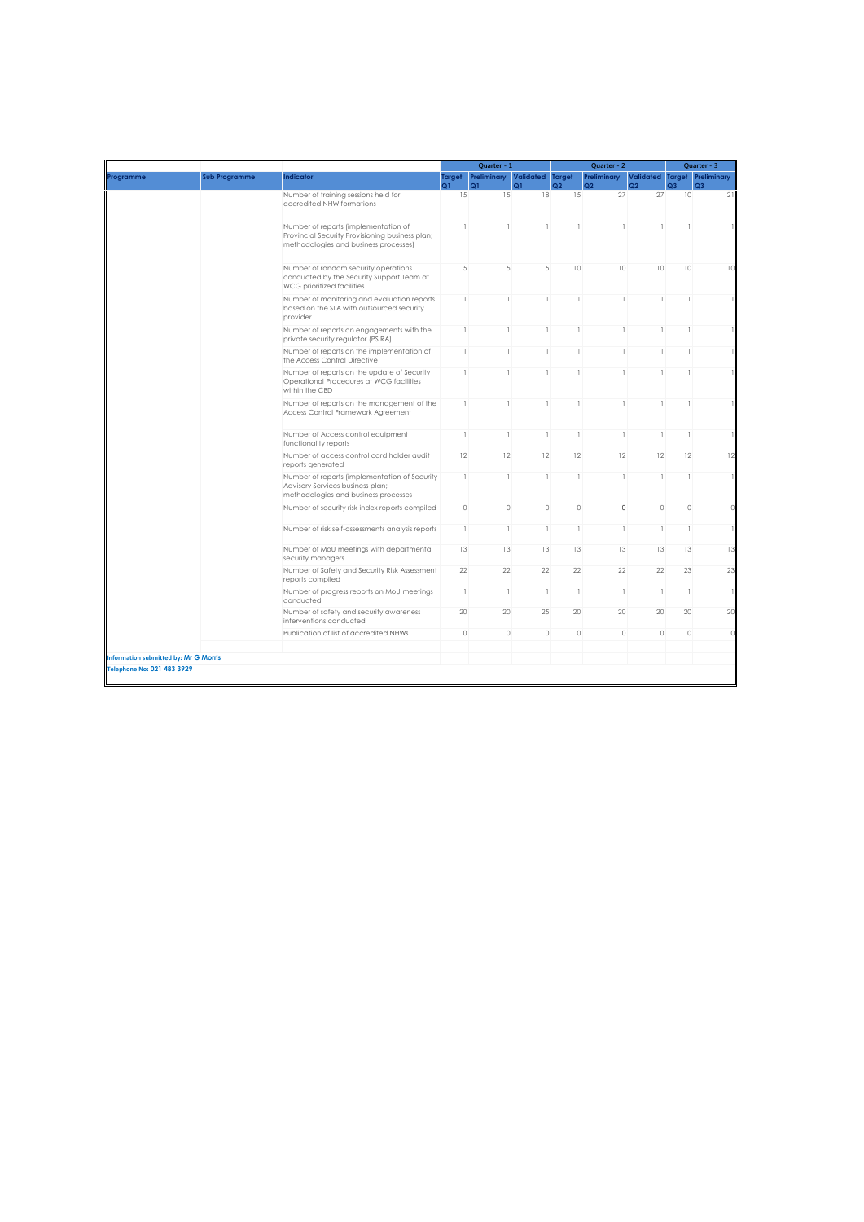| | | | Quarter - 1 | | | Quarter - 2 | | | Quarter - 3 | |
|---|---|---|---|---|---|---|---|---|---|---|
| Programme | Sub Programme | Indicator | Target Q1 | Preliminary Q1 | Validated Q1 | Target Q2 | Preliminary Q2 | Validated Q2 | Target Q3 | Preliminary Q3 |
| | | Number of training sessions held for accredited NHW formations | 15 | 15 | 18 | 15 | 27 | 27 | 10 | 21 |
| | | Number of reports (implementation of Provincial Security Provisioning business plan; methodologies and business processes) | 1 | 1 | 1 | 1 | 1 | 1 | 1 | 1 |
| | | Number of random security operations conducted by the Security Support Team at WCG prioritized facilities | 5 | 5 | 5 | 10 | 10 | 10 | 10 | 10 |
| | | Number of monitoring and evaluation reports based on the SLA with outsourced security provider | 1 | 1 | 1 | 1 | 1 | 1 | 1 | 1 |
| | | Number of reports on engagements with the private security regulator (PSIRA) | 1 | 1 | 1 | 1 | 1 | 1 | 1 | 1 |
| | | Number of reports on the implementation of the Access Control Directive | 1 | 1 | 1 | 1 | 1 | 1 | 1 | 1 |
| | | Number of reports on the update of Security Operational Procedures at WCG facilities within the CBD | 1 | 1 | 1 | 1 | 1 | 1 | 1 | 1 |
| | | Number of reports on the management of the Access Control Framework Agreement | 1 | 1 | 1 | 1 | 1 | 1 | 1 | 1 |
| | | Number of Access control equipment functionality reports | 1 | 1 | 1 | 1 | 1 | 1 | 1 | 1 |
| | | Number of access control card holder audit reports generated | 12 | 12 | 12 | 12 | 12 | 12 | 12 | 12 |
| | | Number of reports (implementation of Security Advisory Services business plan; methodologies and business processes | 1 | 1 | 1 | 1 | 1 | 1 | 1 | 1 |
| | | Number of security risk index reports compiled | 0 | 0 | 0 | 0 | 0 | 0 | 0 | 0 |
| | | Number of risk self-assessments analysis reports | 1 | 1 | 1 | 1 | 1 | 1 | 1 | 1 |
| | | Number of MoU meetings with departmental security managers | 13 | 13 | 13 | 13 | 13 | 13 | 13 | 13 |
| | | Number of Safety and Security Risk Assessment reports compiled | 22 | 22 | 22 | 22 | 22 | 22 | 23 | 23 |
| | | Number of progress reports on MoU meetings conducted | 1 | 1 | 1 | 1 | 1 | 1 | 1 | 1 |
| | | Number of safety and security awareness interventions conducted | 20 | 20 | 25 | 20 | 20 | 20 | 20 | 20 |
| | | Publication of list of accredited NHWs | 0 | 0 | 0 | 0 | 0 | 0 | 0 | 0 |

**Information submitted by: Mr G Morris**

**Telephone No: 021 483 3929**